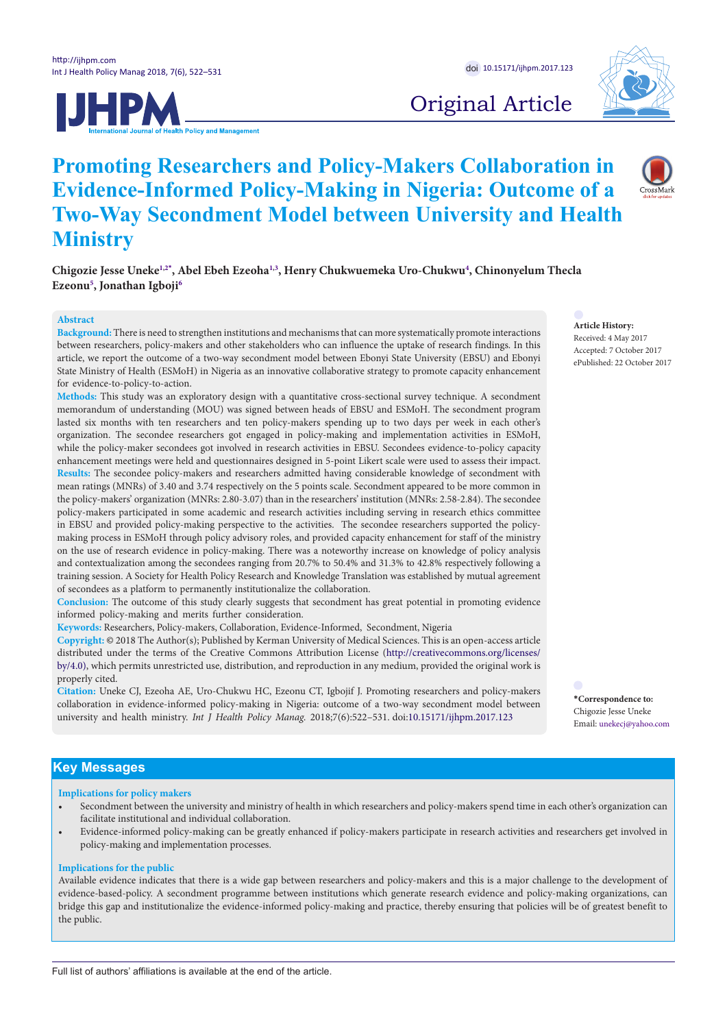Original Article

# Promoting Researchers and Policy-Makers Collaboration in Evidence-Informed Policy-Making in Nigeria: Outcome of a Two-Way Secondment Model between University and Health Ministry

**Chigozie Jesse Uneke[1,2*], Abel Ebeh Ezeoha[1,3], Henry Chukwuemeka Uro-Chukwu[4], Chinonyelum Thecla Ezeonu[5], Jonathan Igboji[6]**

## Abstract

**Background:** There is need to strengthen institutions and mechanisms that can more systematically promote interactions between researchers, policy-makers and other stakeholders who can influence the uptake of research findings. In this article, we report the outcome of a two-way secondment model between Ebonyi State University (EBSU) and Ebonyi State Ministry of Health (ESMoH) in Nigeria as an innovative collaborative strategy to promote capacity enhancement for evidence-to-policy-to-action.

**Methods:** This study was an exploratory design with a quantitative cross-sectional survey technique. A secondment memorandum of understanding (MOU) was signed between heads of EBSU and ESMoH. The secondment program lasted six months with ten researchers and ten policy-makers spending up to two days per week in each other's organization. The secondee researchers got engaged in policy-making and implementation activities in ESMoH, while the policy-maker secondees got involved in research activities in EBSU. Secondees evidence-to-policy capacity enhancement meetings were held and questionnaires designed in 5-point Likert scale were used to assess their impact.

**Results:** The secondee policy-makers and researchers admitted having considerable knowledge of secondment with mean ratings (MNRs) of 3.40 and 3.74 respectively on the 5 points scale. Secondment appeared to be more common in the policy-makers' organization (MNRs: 2.80-3.07) than in the researchers' institution (MNRs: 2.58-2.84). The secondee policy-makers participated in some academic and research activities including serving in research ethics committee in EBSU and provided policy-making perspective to the activities. The secondee researchers supported the policy-making process in ESMoH through policy advisory roles, and provided capacity enhancement for staff of the ministry on the use of research evidence in policy-making. There was a noteworthy increase on knowledge of policy analysis and contextualization among the secondees ranging from 20.7% to 50.4% and 31.3% to 42.8% respectively following a training session. A Society for Health Policy Research and Knowledge Translation was established by mutual agreement of secondees as a platform to permanently institutionalize the collaboration.

**Conclusion:** The outcome of this study clearly suggests that secondment has great potential in promoting evidence informed policy-making and merits further consideration.

**Keywords:** Researchers, Policy-makers, Collaboration, Evidence-Informed, Secondment, Nigeria

**Copyright:** © 2018 The Author(s); Published by Kerman University of Medical Sciences. This is an open-access article distributed under the terms of the Creative Commons Attribution License (http://creativecommons.org/licenses/by/4.0), which permits unrestricted use, distribution, and reproduction in any medium, provided the original work is properly cited.

**Citation:** Uneke CJ, Ezeoha AE, Uro-Chukwu HC, Ezeonu CT, Igbojif J. Promoting researchers and policy-makers collaboration in evidence-informed policy-making in Nigeria: outcome of a two-way secondment model between university and health ministry. *Int J Health Policy Manag.* 2018;7(6):522–531. doi:10.15171/ijhpm.2017.123

**Article History:**
Received: 4 May 2017
Accepted: 7 October 2017
ePublished: 22 October 2017

**\*Correspondence to:**
Chigozie Jesse Uneke
Email: unekecj@yahoo.com

## Key Messages

**Implications for policy makers**

- Secondment between the university and ministry of health in which researchers and policy-makers spend time in each other's organization can facilitate institutional and individual collaboration.
- Evidence-informed policy-making can be greatly enhanced if policy-makers participate in research activities and researchers get involved in policy-making and implementation processes.

**Implications for the public**

Available evidence indicates that there is a wide gap between researchers and policy-makers and this is a major challenge to the development of evidence-based-policy. A secondment programme between institutions which generate research evidence and policy-making organizations, can bridge this gap and institutionalize the evidence-informed policy-making and practice, thereby ensuring that policies will be of greatest benefit to the public.

Full list of authors' affiliations is available at the end of the article.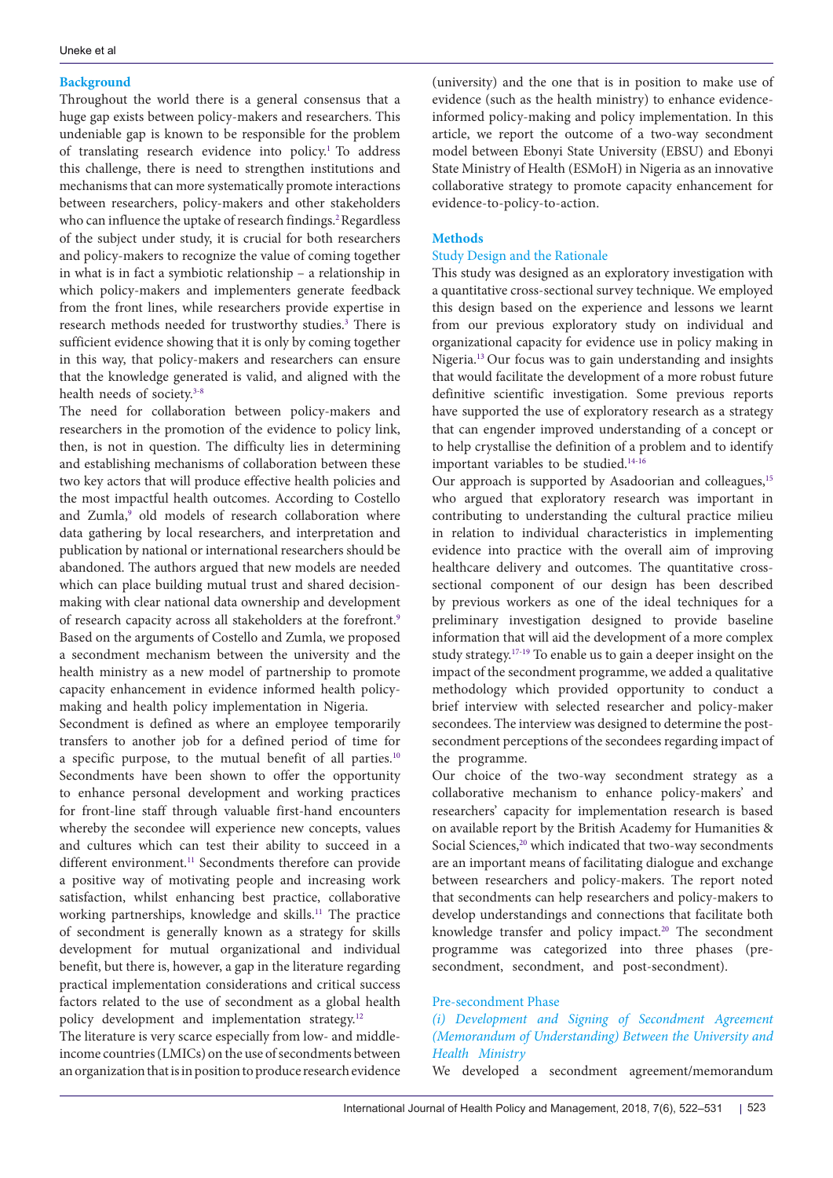## Background

Throughout the world there is a general consensus that a huge gap exists between policy-makers and researchers. This undeniable gap is known to be responsible for the problem of translating research evidence into policy.[1] To address this challenge, there is need to strengthen institutions and mechanisms that can more systematically promote interactions between researchers, policy-makers and other stakeholders who can influence the uptake of research findings.[2] Regardless of the subject under study, it is crucial for both researchers and policy-makers to recognize the value of coming together in what is in fact a symbiotic relationship – a relationship in which policy-makers and implementers generate feedback from the front lines, while researchers provide expertise in research methods needed for trustworthy studies.[3] There is sufficient evidence showing that it is only by coming together in this way, that policy-makers and researchers can ensure that the knowledge generated is valid, and aligned with the health needs of society.[3-8]

The need for collaboration between policy-makers and researchers in the promotion of the evidence to policy link, then, is not in question. The difficulty lies in determining and establishing mechanisms of collaboration between these two key actors that will produce effective health policies and the most impactful health outcomes. According to Costello and Zumla,[9] old models of research collaboration where data gathering by local researchers, and interpretation and publication by national or international researchers should be abandoned. The authors argued that new models are needed which can place building mutual trust and shared decision-making with clear national data ownership and development of research capacity across all stakeholders at the forefront.[9] Based on the arguments of Costello and Zumla, we proposed a secondment mechanism between the university and the health ministry as a new model of partnership to promote capacity enhancement in evidence informed health policy-making and health policy implementation in Nigeria.

Secondment is defined as where an employee temporarily transfers to another job for a defined period of time for a specific purpose, to the mutual benefit of all parties.[10] Secondments have been shown to offer the opportunity to enhance personal development and working practices for front-line staff through valuable first-hand encounters whereby the secondee will experience new concepts, values and cultures which can test their ability to succeed in a different environment.[11] Secondments therefore can provide a positive way of motivating people and increasing work satisfaction, whilst enhancing best practice, collaborative working partnerships, knowledge and skills.[11] The practice of secondment is generally known as a strategy for skills development for mutual organizational and individual benefit, but there is, however, a gap in the literature regarding practical implementation considerations and critical success factors related to the use of secondment as a global health policy development and implementation strategy.[12]

The literature is very scarce especially from low- and middle-income countries (LMICs) on the use of secondments between an organization that is in position to produce research evidence (university) and the one that is in position to make use of evidence (such as the health ministry) to enhance evidence-informed policy-making and policy implementation. In this article, we report the outcome of a two-way secondment model between Ebonyi State University (EBSU) and Ebonyi State Ministry of Health (ESMoH) in Nigeria as an innovative collaborative strategy to promote capacity enhancement for evidence-to-policy-to-action.

## Methods

### Study Design and the Rationale

This study was designed as an exploratory investigation with a quantitative cross-sectional survey technique. We employed this design based on the experience and lessons we learnt from our previous exploratory study on individual and organizational capacity for evidence use in policy making in Nigeria.[13] Our focus was to gain understanding and insights that would facilitate the development of a more robust future definitive scientific investigation. Some previous reports have supported the use of exploratory research as a strategy that can engender improved understanding of a concept or to help crystallise the definition of a problem and to identify important variables to be studied.[14-16]

Our approach is supported by Asadoorian and colleagues,[15] who argued that exploratory research was important in contributing to understanding the cultural practice milieu in relation to individual characteristics in implementing evidence into practice with the overall aim of improving healthcare delivery and outcomes. The quantitative cross-sectional component of our design has been described by previous workers as one of the ideal techniques for a preliminary investigation designed to provide baseline information that will aid the development of a more complex study strategy.[17-19] To enable us to gain a deeper insight on the impact of the secondment programme, we added a qualitative methodology which provided opportunity to conduct a brief interview with selected researcher and policy-maker secondees. The interview was designed to determine the post-secondment perceptions of the secondees regarding impact of the programme.

Our choice of the two-way secondment strategy as a collaborative mechanism to enhance policy-makers' and researchers' capacity for implementation research is based on available report by the British Academy for Humanities & Social Sciences,[20] which indicated that two-way secondments are an important means of facilitating dialogue and exchange between researchers and policy-makers. The report noted that secondments can help researchers and policy-makers to develop understandings and connections that facilitate both knowledge transfer and policy impact.[20] The secondment programme was categorized into three phases (pre-secondment, secondment, and post-secondment).

### Pre-secondment Phase

#### *(i) Development and Signing of Secondment Agreement (Memorandum of Understanding) Between the University and Health Ministry*

We developed a secondment agreement/memorandum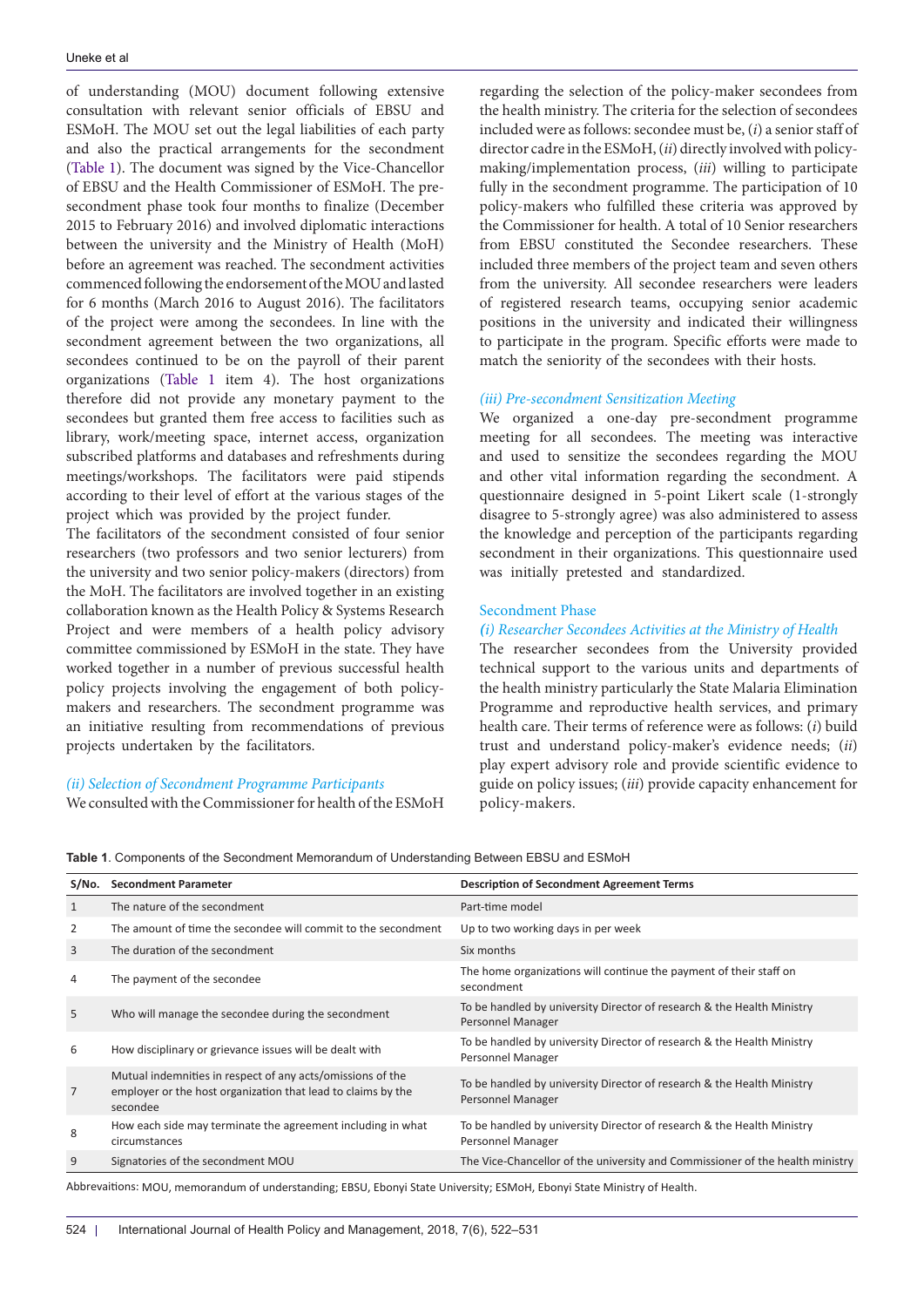of understanding (MOU) document following extensive consultation with relevant senior officials of EBSU and ESMoH. The MOU set out the legal liabilities of each party and also the practical arrangements for the secondment (Table 1). The document was signed by the Vice-Chancellor of EBSU and the Health Commissioner of ESMoH. The pre-secondment phase took four months to finalize (December 2015 to February 2016) and involved diplomatic interactions between the university and the Ministry of Health (MoH) before an agreement was reached. The secondment activities commenced following the endorsement of the MOU and lasted for 6 months (March 2016 to August 2016). The facilitators of the project were among the secondees. In line with the secondment agreement between the two organizations, all secondees continued to be on the payroll of their parent organizations (Table 1 item 4). The host organizations therefore did not provide any monetary payment to the secondees but granted them free access to facilities such as library, work/meeting space, internet access, organization subscribed platforms and databases and refreshments during meetings/workshops. The facilitators were paid stipends according to their level of effort at the various stages of the project which was provided by the project funder.

The facilitators of the secondment consisted of four senior researchers (two professors and two senior lecturers) from the university and two senior policy-makers (directors) from the MoH. The facilitators are involved together in an existing collaboration known as the Health Policy & Systems Research Project and were members of a health policy advisory committee commissioned by ESMoH in the state. They have worked together in a number of previous successful health policy projects involving the engagement of both policy-makers and researchers. The secondment programme was an initiative resulting from recommendations of previous projects undertaken by the facilitators.

*(ii) Selection of Secondment Programme Participants*

We consulted with the Commissioner for health of the ESMoH regarding the selection of the policy-maker secondees from the health ministry. The criteria for the selection of secondees included were as follows: secondee must be, (*i*) a senior staff of director cadre in the ESMoH, (*ii*) directly involved with policy-making/implementation process, (*iii*) willing to participate fully in the secondment programme. The participation of 10 policy-makers who fulfilled these criteria was approved by the Commissioner for health. A total of 10 Senior researchers from EBSU constituted the Secondee researchers. These included three members of the project team and seven others from the university. All secondee researchers were leaders of registered research teams, occupying senior academic positions in the university and indicated their willingness to participate in the program. Specific efforts were made to match the seniority of the secondees with their hosts.

*(iii) Pre-secondment Sensitization Meeting*

We organized a one-day pre-secondment programme meeting for all secondees. The meeting was interactive and used to sensitize the secondees regarding the MOU and other vital information regarding the secondment. A questionnaire designed in 5-point Likert scale (1-strongly disagree to 5-strongly agree) was also administered to assess the knowledge and perception of the participants regarding secondment in their organizations. This questionnaire used was initially pretested and standardized.

Secondment Phase

*(i) Researcher Secondees Activities at the Ministry of Health*

The researcher secondees from the University provided technical support to the various units and departments of the health ministry particularly the State Malaria Elimination Programme and reproductive health services, and primary health care. Their terms of reference were as follows: (*i*) build trust and understand policy-maker's evidence needs; (*ii*) play expert advisory role and provide scientific evidence to guide on policy issues; (*iii*) provide capacity enhancement for policy-makers.

**Table 1**. Components of the Secondment Memorandum of Understanding Between EBSU and ESMoH

| S/No. | Secondment Parameter | Description of Secondment Agreement Terms |
|---|---|---|
| 1 | The nature of the secondment | Part-time model |
| 2 | The amount of time the secondee will commit to the secondment | Up to two working days in per week |
| 3 | The duration of the secondment | Six months |
| 4 | The payment of the secondee | The home organizations will continue the payment of their staff on secondment |
| 5 | Who will manage the secondee during the secondment | To be handled by university Director of research & the Health Ministry Personnel Manager |
| 6 | How disciplinary or grievance issues will be dealt with | To be handled by university Director of research & the Health Ministry Personnel Manager |
| 7 | Mutual indemnities in respect of any acts/omissions of the employer or the host organization that lead to claims by the secondee | To be handled by university Director of research & the Health Ministry Personnel Manager |
| 8 | How each side may terminate the agreement including in what circumstances | To be handled by university Director of research & the Health Ministry Personnel Manager |
| 9 | Signatories of the secondment MOU | The Vice-Chancellor of the university and Commissioner of the health ministry |

Abbrevaitions: MOU, memorandum of understanding; EBSU, Ebonyi State University; ESMoH, Ebonyi State Ministry of Health.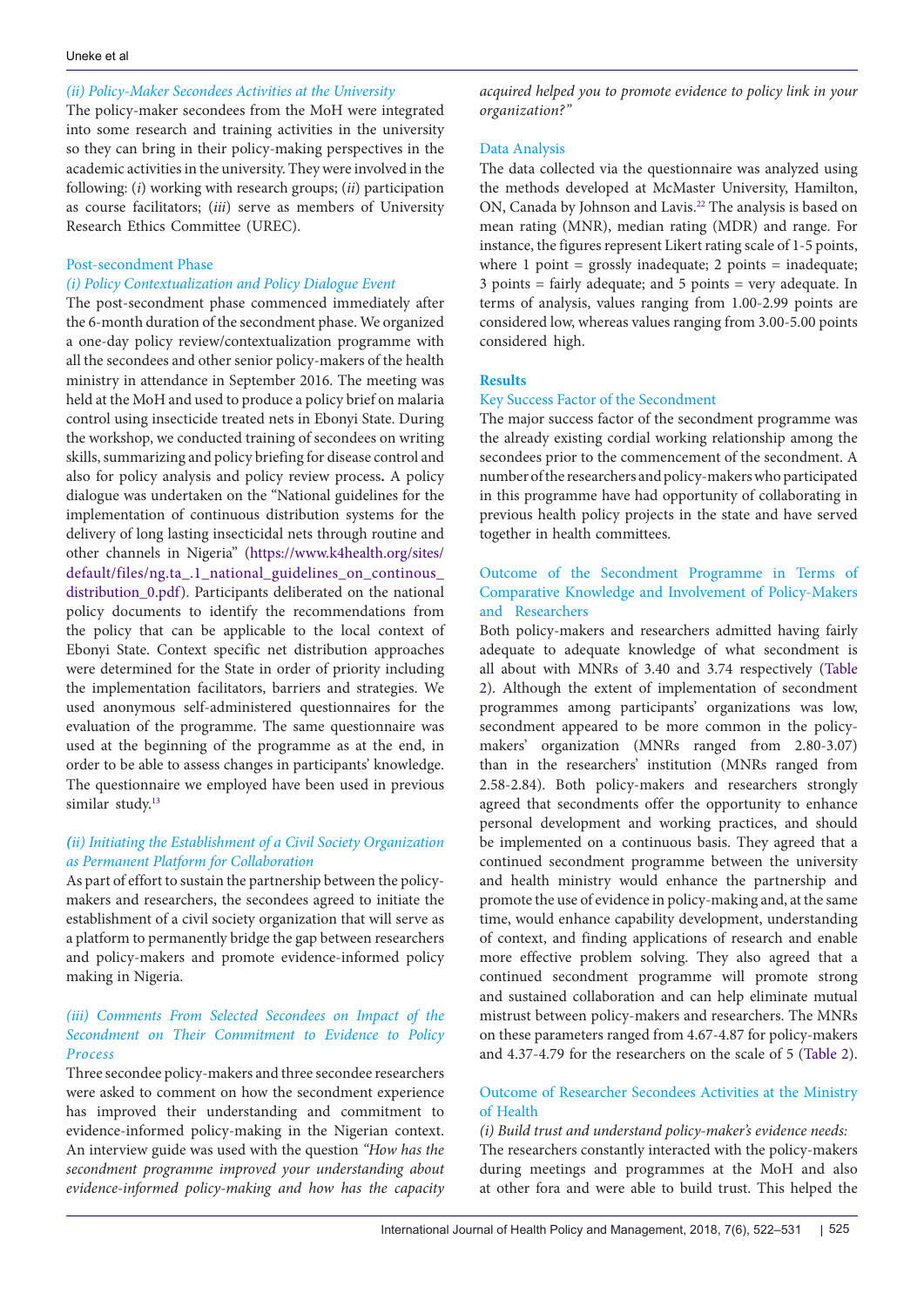*(ii) Policy-Maker Secondees Activities at the University*

The policy-maker secondees from the MoH were integrated into some research and training activities in the university so they can bring in their policy-making perspectives in the academic activities in the university. They were involved in the following: (*i*) working with research groups; (*ii*) participation as course facilitators; (*iii*) serve as members of University Research Ethics Committee (UREC).

### Post-secondment Phase

*(i) Policy Contextualization and Policy Dialogue Event*

The post-secondment phase commenced immediately after the 6-month duration of the secondment phase. We organized a one-day policy review/contextualization programme with all the secondees and other senior policy-makers of the health ministry in attendance in September 2016. The meeting was held at the MoH and used to produce a policy brief on malaria control using insecticide treated nets in Ebonyi State. During the workshop, we conducted training of secondees on writing skills, summarizing and policy briefing for disease control and also for policy analysis and policy review process**.** A policy dialogue was undertaken on the "National guidelines for the implementation of continuous distribution systems for the delivery of long lasting insecticidal nets through routine and other channels in Nigeria" (https://www.k4health.org/sites/default/files/ng.ta_.1_national_guidelines_on_continous_distribution_0.pdf). Participants deliberated on the national policy documents to identify the recommendations from the policy that can be applicable to the local context of Ebonyi State. Context specific net distribution approaches were determined for the State in order of priority including the implementation facilitators, barriers and strategies. We used anonymous self-administered questionnaires for the evaluation of the programme. The same questionnaire was used at the beginning of the programme as at the end, in order to be able to assess changes in participants' knowledge. The questionnaire we employed have been used in previous similar study.[13]

*(ii) Initiating the Establishment of a Civil Society Organization as Permanent Platform for Collaboration*

As part of effort to sustain the partnership between the policy-makers and researchers, the secondees agreed to initiate the establishment of a civil society organization that will serve as a platform to permanently bridge the gap between researchers and policy-makers and promote evidence-informed policy making in Nigeria.

*(iii) Comments From Selected Secondees on Impact of the Secondment on Their Commitment to Evidence to Policy Process*

Three secondee policy-makers and three secondee researchers were asked to comment on how the secondment experience has improved their understanding and commitment to evidence-informed policy-making in the Nigerian context. An interview guide was used with the question *"How has the secondment programme improved your understanding about evidence-informed policy-making and how has the capacity acquired helped you to promote evidence to policy link in your organization?"*

### Data Analysis

The data collected via the questionnaire was analyzed using the methods developed at McMaster University, Hamilton, ON, Canada by Johnson and Lavis.[22] The analysis is based on mean rating (MNR), median rating (MDR) and range. For instance, the figures represent Likert rating scale of 1-5 points, where 1 point = grossly inadequate; 2 points = inadequate; 3 points = fairly adequate; and 5 points = very adequate. In terms of analysis, values ranging from 1.00-2.99 points are considered low, whereas values ranging from 3.00-5.00 points considered high.

## Results

### Key Success Factor of the Secondment

The major success factor of the secondment programme was the already existing cordial working relationship among the secondees prior to the commencement of the secondment. A number of the researchers and policy-makers who participated in this programme have had opportunity of collaborating in previous health policy projects in the state and have served together in health committees.

### Outcome of the Secondment Programme in Terms of Comparative Knowledge and Involvement of Policy-Makers and Researchers

Both policy-makers and researchers admitted having fairly adequate to adequate knowledge of what secondment is all about with MNRs of 3.40 and 3.74 respectively (Table 2). Although the extent of implementation of secondment programmes among participants' organizations was low, secondment appeared to be more common in the policy-makers' organization (MNRs ranged from 2.80-3.07) than in the researchers' institution (MNRs ranged from 2.58-2.84). Both policy-makers and researchers strongly agreed that secondments offer the opportunity to enhance personal development and working practices, and should be implemented on a continuous basis. They agreed that a continued secondment programme between the university and health ministry would enhance the partnership and promote the use of evidence in policy-making and, at the same time, would enhance capability development, understanding of context, and finding applications of research and enable more effective problem solving. They also agreed that a continued secondment programme will promote strong and sustained collaboration and can help eliminate mutual mistrust between policy-makers and researchers. The MNRs on these parameters ranged from 4.67-4.87 for policy-makers and 4.37-4.79 for the researchers on the scale of 5 (Table 2).

### Outcome of Researcher Secondees Activities at the Ministry of Health

*(i) Build trust and understand policy-maker's evidence needs:*

The researchers constantly interacted with the policy-makers during meetings and programmes at the MoH and also at other fora and were able to build trust. This helped the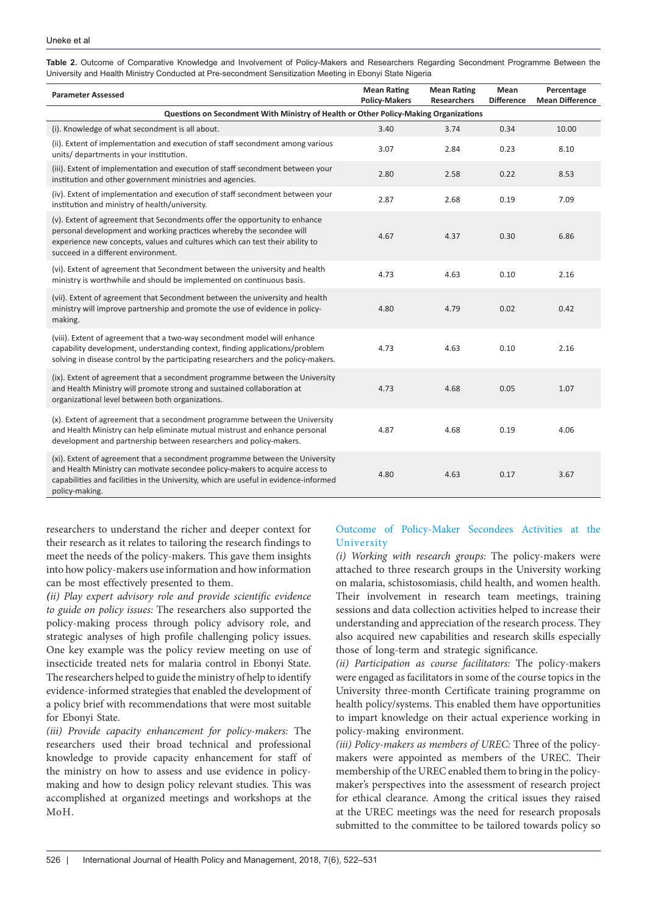**Table 2.** Outcome of Comparative Knowledge and Involvement of Policy-Makers and Researchers Regarding Secondment Programme Between the University and Health Ministry Conducted at Pre-secondment Sensitization Meeting in Ebonyi State Nigeria

| Parameter Assessed | Mean Rating Policy-Makers | Mean Rating Researchers | Mean Difference | Percentage Mean Difference |
|---|---|---|---|---|
| **Questions on Secondment With Ministry of Health or Other Policy-Making Organizations** | | | | |
| (i). Knowledge of what secondment is all about. | 3.40 | 3.74 | 0.34 | 10.00 |
| (ii). Extent of implementation and execution of staff secondment among various units/ departments in your institution. | 3.07 | 2.84 | 0.23 | 8.10 |
| (iii). Extent of implementation and execution of staff secondment between your institution and other government ministries and agencies. | 2.80 | 2.58 | 0.22 | 8.53 |
| (iv). Extent of implementation and execution of staff secondment between your institution and ministry of health/university. | 2.87 | 2.68 | 0.19 | 7.09 |
| (v). Extent of agreement that Secondments offer the opportunity to enhance personal development and working practices whereby the secondee will experience new concepts, values and cultures which can test their ability to succeed in a different environment. | 4.67 | 4.37 | 0.30 | 6.86 |
| (vi). Extent of agreement that Secondment between the university and health ministry is worthwhile and should be implemented on continuous basis. | 4.73 | 4.63 | 0.10 | 2.16 |
| (vii). Extent of agreement that Secondment between the university and health ministry will improve partnership and promote the use of evidence in policy-making. | 4.80 | 4.79 | 0.02 | 0.42 |
| (viii). Extent of agreement that a two-way secondment model will enhance capability development, understanding context, finding applications/problem solving in disease control by the participating researchers and the policy-makers. | 4.73 | 4.63 | 0.10 | 2.16 |
| (ix). Extent of agreement that a secondment programme between the University and Health Ministry will promote strong and sustained collaboration at organizational level between both organizations. | 4.73 | 4.68 | 0.05 | 1.07 |
| (x). Extent of agreement that a secondment programme between the University and Health Ministry can help eliminate mutual mistrust and enhance personal development and partnership between researchers and policy-makers. | 4.87 | 4.68 | 0.19 | 4.06 |
| (xi). Extent of agreement that a secondment programme between the University and Health Ministry can motivate secondee policy-makers to acquire access to capabilities and facilities in the University, which are useful in evidence-informed policy-making. | 4.80 | 4.63 | 0.17 | 3.67 |

researchers to understand the richer and deeper context for their research as it relates to tailoring the research findings to meet the needs of the policy-makers. This gave them insights into how policy-makers use information and how information can be most effectively presented to them.

***(ii) Play expert advisory role and provide scientific evidence to guide on policy issues:*** The researchers also supported the policy-making process through policy advisory role, and strategic analyses of high profile challenging policy issues. One key example was the policy review meeting on use of insecticide treated nets for malaria control in Ebonyi State. The researchers helped to guide the ministry of help to identify evidence-informed strategies that enabled the development of a policy brief with recommendations that were most suitable for Ebonyi State.

*(iii) Provide capacity enhancement for policy-makers:* The researchers used their broad technical and professional knowledge to provide capacity enhancement for staff of the ministry on how to assess and use evidence in policy-making and how to design policy relevant studies. This was accomplished at organized meetings and workshops at the MoH.

### Outcome of Policy-Maker Secondees Activities at the University

*(i) Working with research groups:* The policy-makers were attached to three research groups in the University working on malaria, schistosomiasis, child health, and women health. Their involvement in research team meetings, training sessions and data collection activities helped to increase their understanding and appreciation of the research process. They also acquired new capabilities and research skills especially those of long-term and strategic significance.

*(ii) Participation as course facilitators:* The policy-makers were engaged as facilitators in some of the course topics in the University three-month Certificate training programme on health policy/systems. This enabled them have opportunities to impart knowledge on their actual experience working in policy-making environment.

*(iii) Policy-makers as members of UREC:* Three of the policy-makers were appointed as members of the UREC. Their membership of the UREC enabled them to bring in the policy-maker's perspectives into the assessment of research project for ethical clearance. Among the critical issues they raised at the UREC meetings was the need for research proposals submitted to the committee to be tailored towards policy so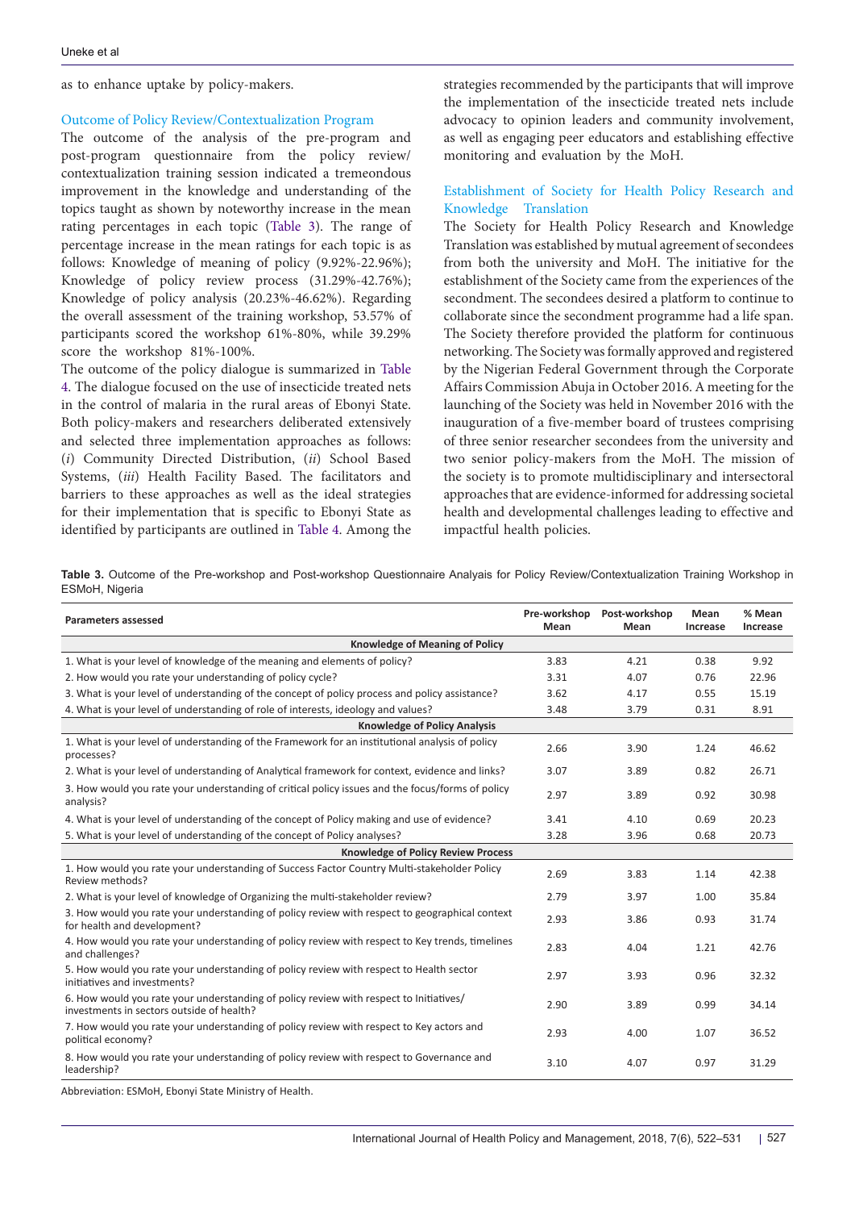as to enhance uptake by policy-makers.

### Outcome of Policy Review/Contextualization Program

The outcome of the analysis of the pre-program and post-program questionnaire from the policy review/contextualization training session indicated a tremendous improvement in the knowledge and understanding of the topics taught as shown by noteworthy increase in the mean rating percentages in each topic (Table 3). The range of percentage increase in the mean ratings for each topic is as follows: Knowledge of meaning of policy (9.92%-22.96%); Knowledge of policy review process (31.29%-42.76%); Knowledge of policy analysis (20.23%-46.62%). Regarding the overall assessment of the training workshop, 53.57% of participants scored the workshop 61%-80%, while 39.29% score the workshop 81%-100%.

The outcome of the policy dialogue is summarized in Table 4. The dialogue focused on the use of insecticide treated nets in the control of malaria in the rural areas of Ebonyi State. Both policy-makers and researchers deliberated extensively and selected three implementation approaches as follows: (*i*) Community Directed Distribution, (*ii*) School Based Systems, (*iii*) Health Facility Based. The facilitators and barriers to these approaches as well as the ideal strategies for their implementation that is specific to Ebonyi State as identified by participants are outlined in Table 4. Among the strategies recommended by the participants that will improve the implementation of the insecticide treated nets include advocacy to opinion leaders and community involvement, as well as engaging peer educators and establishing effective monitoring and evaluation by the MoH.

### Establishment of Society for Health Policy Research and Knowledge Translation

The Society for Health Policy Research and Knowledge Translation was established by mutual agreement of secondees from both the university and MoH. The initiative for the establishment of the Society came from the experiences of the secondment. The secondees desired a platform to continue to collaborate since the secondment programme had a life span. The Society therefore provided the platform for continuous networking. The Society was formally approved and registered by the Nigerian Federal Government through the Corporate Affairs Commission Abuja in October 2016. A meeting for the launching of the Society was held in November 2016 with the inauguration of a five-member board of trustees comprising of three senior researcher secondees from the university and two senior policy-makers from the MoH. The mission of the society is to promote multidisciplinary and intersectoral approaches that are evidence-informed for addressing societal health and developmental challenges leading to effective and impactful health policies.

**Table 3.** Outcome of the Pre-workshop and Post-workshop Questionnaire Analyais for Policy Review/Contextualization Training Workshop in ESMoH, Nigeria

| Parameters assessed | Pre-workshop Mean | Post-workshop Mean | Mean Increase | % Mean Increase |
|---|---|---|---|---|
| **Knowledge of Meaning of Policy** | | | | |
| 1. What is your level of knowledge of the meaning and elements of policy? | 3.83 | 4.21 | 0.38 | 9.92 |
| 2. How would you rate your understanding of policy cycle? | 3.31 | 4.07 | 0.76 | 22.96 |
| 3. What is your level of understanding of the concept of policy process and policy assistance? | 3.62 | 4.17 | 0.55 | 15.19 |
| 4. What is your level of understanding of role of interests, ideology and values? | 3.48 | 3.79 | 0.31 | 8.91 |
| **Knowledge of Policy Analysis** | | | | |
| 1. What is your level of understanding of the Framework for an institutional analysis of policy processes? | 2.66 | 3.90 | 1.24 | 46.62 |
| 2. What is your level of understanding of Analytical framework for context, evidence and links? | 3.07 | 3.89 | 0.82 | 26.71 |
| 3. How would you rate your understanding of critical policy issues and the focus/forms of policy analysis? | 2.97 | 3.89 | 0.92 | 30.98 |
| 4. What is your level of understanding of the concept of Policy making and use of evidence? | 3.41 | 4.10 | 0.69 | 20.23 |
| 5. What is your level of understanding of the concept of Policy analyses? | 3.28 | 3.96 | 0.68 | 20.73 |
| **Knowledge of Policy Review Process** | | | | |
| 1. How would you rate your understanding of Success Factor Country Multi-stakeholder Policy Review methods? | 2.69 | 3.83 | 1.14 | 42.38 |
| 2. What is your level of knowledge of Organizing the multi-stakeholder review? | 2.79 | 3.97 | 1.00 | 35.84 |
| 3. How would you rate your understanding of policy review with respect to geographical context for health and development? | 2.93 | 3.86 | 0.93 | 31.74 |
| 4. How would you rate your understanding of policy review with respect to Key trends, timelines and challenges? | 2.83 | 4.04 | 1.21 | 42.76 |
| 5. How would you rate your understanding of policy review with respect to Health sector initiatives and investments? | 2.97 | 3.93 | 0.96 | 32.32 |
| 6. How would you rate your understanding of policy review with respect to Initiatives/ investments in sectors outside of health? | 2.90 | 3.89 | 0.99 | 34.14 |
| 7. How would you rate your understanding of policy review with respect to Key actors and political economy? | 2.93 | 4.00 | 1.07 | 36.52 |
| 8. How would you rate your understanding of policy review with respect to Governance and leadership? | 3.10 | 4.07 | 0.97 | 31.29 |

Abbreviation: ESMoH, Ebonyi State Ministry of Health.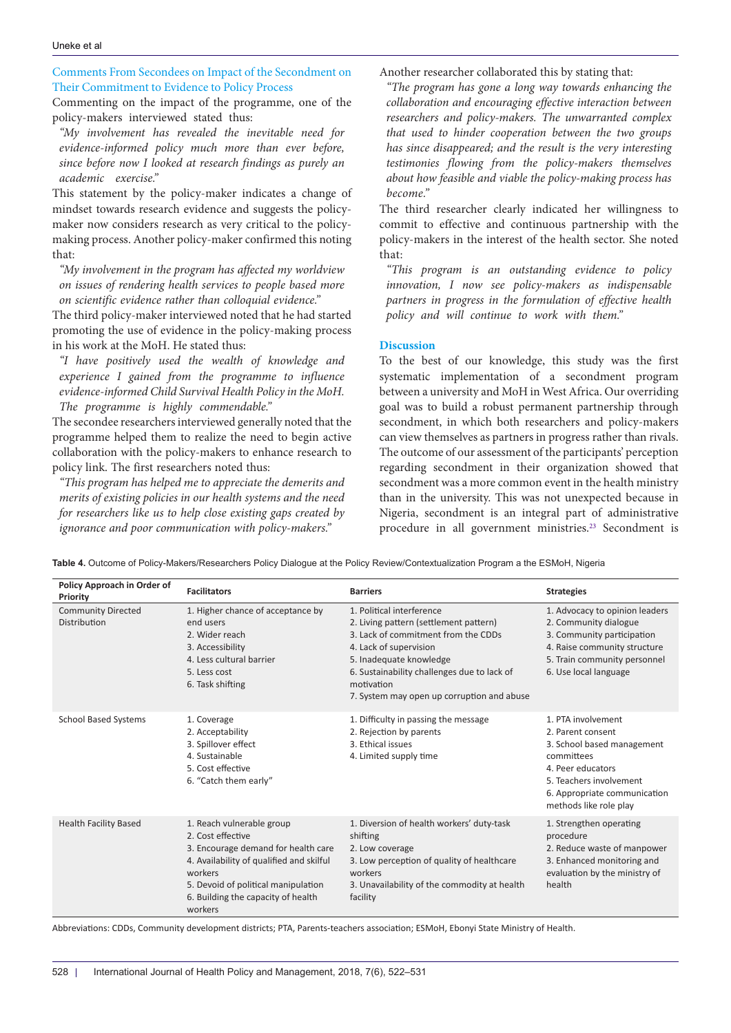### Comments From Secondees on Impact of the Secondment on Their Commitment to Evidence to Policy Process

Commenting on the impact of the programme, one of the policy-makers interviewed stated thus:

*"My involvement has revealed the inevitable need for evidence-informed policy much more than ever before, since before now I looked at research findings as purely an academic exercise."*

This statement by the policy-maker indicates a change of mindset towards research evidence and suggests the policy-maker now considers research as very critical to the policy-making process. Another policy-maker confirmed this noting that:

*"My involvement in the program has affected my worldview on issues of rendering health services to people based more on scientific evidence rather than colloquial evidence."*

The third policy-maker interviewed noted that he had started promoting the use of evidence in the policy-making process in his work at the MoH. He stated thus:

*"I have positively used the wealth of knowledge and experience I gained from the programme to influence evidence-informed Child Survival Health Policy in the MoH. The programme is highly commendable."*

The secondee researchers interviewed generally noted that the programme helped them to realize the need to begin active collaboration with the policy-makers to enhance research to policy link. The first researchers noted thus:

*"This program has helped me to appreciate the demerits and merits of existing policies in our health systems and the need for researchers like us to help close existing gaps created by ignorance and poor communication with policy-makers."*

Another researcher collaborated this by stating that:

*"The program has gone a long way towards enhancing the collaboration and encouraging effective interaction between researchers and policy-makers. The unwarranted complex that used to hinder cooperation between the two groups has since disappeared; and the result is the very interesting testimonies flowing from the policy-makers themselves about how feasible and viable the policy-making process has become."*

The third researcher clearly indicated her willingness to commit to effective and continuous partnership with the policy-makers in the interest of the health sector. She noted that:

*"This program is an outstanding evidence to policy innovation, I now see policy-makers as indispensable partners in progress in the formulation of effective health policy and will continue to work with them."*

## Discussion

To the best of our knowledge, this study was the first systematic implementation of a secondment program between a university and MoH in West Africa. Our overriding goal was to build a robust permanent partnership through secondment, in which both researchers and policy-makers can view themselves as partners in progress rather than rivals. The outcome of our assessment of the participants' perception regarding secondment in their organization showed that secondment was a more common event in the health ministry than in the university. This was not unexpected because in Nigeria, secondment is an integral part of administrative procedure in all government ministries.[23] Secondment is

**Table 4.** Outcome of Policy-Makers/Researchers Policy Dialogue at the Policy Review/Contextualization Program a the ESMoH, Nigeria

| Policy Approach in Order of Priority | Facilitators | Barriers | Strategies |
|---|---|---|---|
| Community Directed Distribution | 1. Higher chance of acceptance by end users<br>2. Wider reach<br>3. Accessibility<br>4. Less cultural barrier<br>5. Less cost<br>6. Task shifting | 1. Political interference<br>2. Living pattern (settlement pattern)<br>3. Lack of commitment from the CDDs<br>4. Lack of supervision<br>5. Inadequate knowledge<br>6. Sustainability challenges due to lack of motivation<br>7. System may open up corruption and abuse | 1. Advocacy to opinion leaders<br>2. Community dialogue<br>3. Community participation<br>4. Raise community structure<br>5. Train community personnel<br>6. Use local language |
| School Based Systems | 1. Coverage<br>2. Acceptability<br>3. Spillover effect<br>4. Sustainable<br>5. Cost effective<br>6. "Catch them early" | 1. Difficulty in passing the message<br>2. Rejection by parents<br>3. Ethical issues<br>4. Limited supply time | 1. PTA involvement<br>2. Parent consent<br>3. School based management committees<br>4. Peer educators<br>5. Teachers involvement<br>6. Appropriate communication methods like role play |
| Health Facility Based | 1. Reach vulnerable group<br>2. Cost effective<br>3. Encourage demand for health care<br>4. Availability of qualified and skilful workers<br>5. Devoid of political manipulation<br>6. Building the capacity of health workers | 1. Diversion of health workers' duty-task shifting<br>2. Low coverage<br>3. Low perception of quality of healthcare workers<br>3. Unavailability of the commodity at health facility | 1. Strengthen operating procedure<br>2. Reduce waste of manpower<br>3. Enhanced monitoring and evaluation by the ministry of health |

Abbreviations: CDDs, Community development districts; PTA, Parents-teachers association; ESMoH, Ebonyi State Ministry of Health.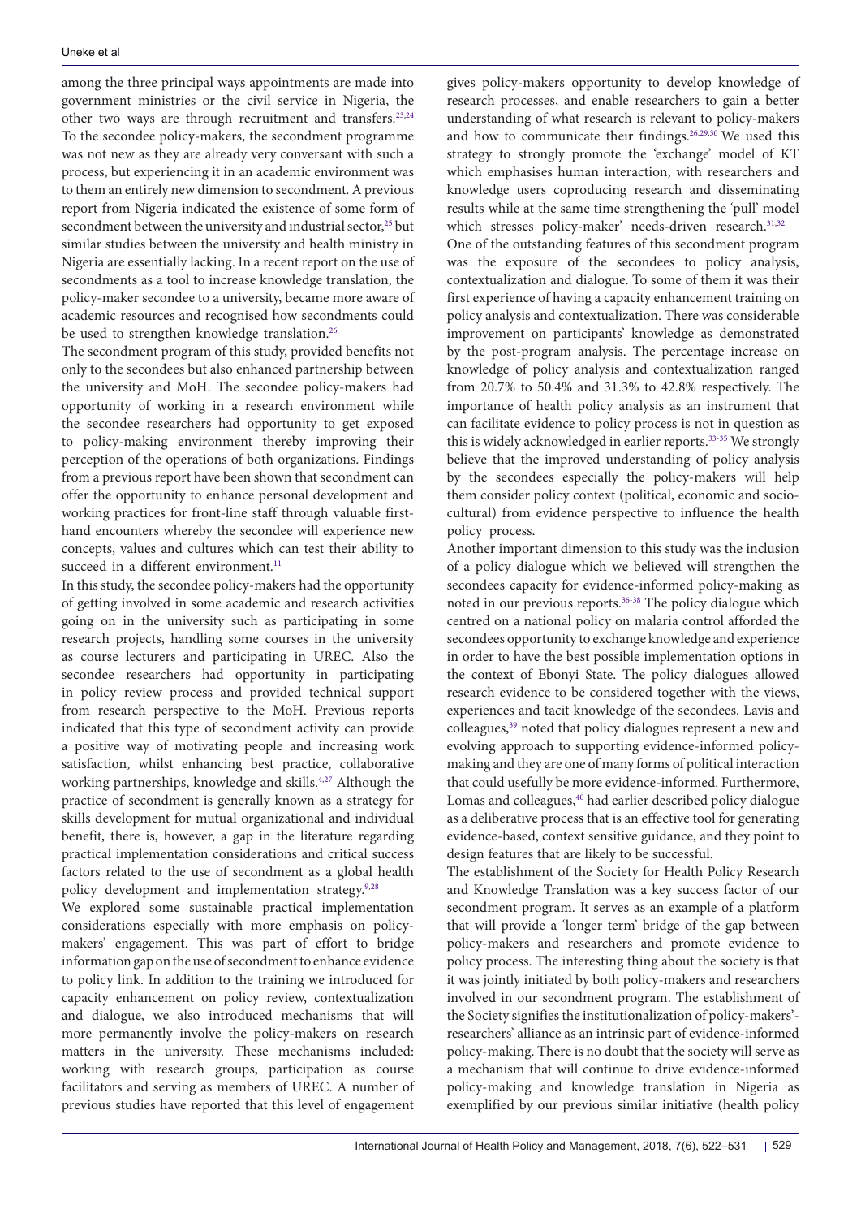among the three principal ways appointments are made into government ministries or the civil service in Nigeria, the other two ways are through recruitment and transfers.[23,24] To the secondee policy-makers, the secondment programme was not new as they are already very conversant with such a process, but experiencing it in an academic environment was to them an entirely new dimension to secondment. A previous report from Nigeria indicated the existence of some form of secondment between the university and industrial sector,[25] but similar studies between the university and health ministry in Nigeria are essentially lacking. In a recent report on the use of secondments as a tool to increase knowledge translation, the policy-maker secondee to a university, became more aware of academic resources and recognised how secondments could be used to strengthen knowledge translation.[26]

The secondment program of this study, provided benefits not only to the secondees but also enhanced partnership between the university and MoH. The secondee policy-makers had opportunity of working in a research environment while the secondee researchers had opportunity to get exposed to policy-making environment thereby improving their perception of the operations of both organizations. Findings from a previous report have been shown that secondment can offer the opportunity to enhance personal development and working practices for front-line staff through valuable first-hand encounters whereby the secondee will experience new concepts, values and cultures which can test their ability to succeed in a different environment.[11]

In this study, the secondee policy-makers had the opportunity of getting involved in some academic and research activities going on in the university such as participating in some research projects, handling some courses in the university as course lecturers and participating in UREC. Also the secondee researchers had opportunity in participating in policy review process and provided technical support from research perspective to the MoH. Previous reports indicated that this type of secondment activity can provide a positive way of motivating people and increasing work satisfaction, whilst enhancing best practice, collaborative working partnerships, knowledge and skills.[4,27] Although the practice of secondment is generally known as a strategy for skills development for mutual organizational and individual benefit, there is, however, a gap in the literature regarding practical implementation considerations and critical success factors related to the use of secondment as a global health policy development and implementation strategy.[9,28]

We explored some sustainable practical implementation considerations especially with more emphasis on policy-makers' engagement. This was part of effort to bridge information gap on the use of secondment to enhance evidence to policy link. In addition to the training we introduced for capacity enhancement on policy review, contextualization and dialogue, we also introduced mechanisms that will more permanently involve the policy-makers on research matters in the university. These mechanisms included: working with research groups, participation as course facilitators and serving as members of UREC. A number of previous studies have reported that this level of engagement gives policy-makers opportunity to develop knowledge of research processes, and enable researchers to gain a better understanding of what research is relevant to policy-makers and how to communicate their findings.[26,29,30] We used this strategy to strongly promote the 'exchange' model of KT which emphasises human interaction, with researchers and knowledge users coproducing research and disseminating results while at the same time strengthening the 'pull' model which stresses policy-maker' needs-driven research.[31,32]

One of the outstanding features of this secondment program was the exposure of the secondees to policy analysis, contextualization and dialogue. To some of them it was their first experience of having a capacity enhancement training on policy analysis and contextualization. There was considerable improvement on participants' knowledge as demonstrated by the post-program analysis. The percentage increase on knowledge of policy analysis and contextualization ranged from 20.7% to 50.4% and 31.3% to 42.8% respectively. The importance of health policy analysis as an instrument that can facilitate evidence to policy process is not in question as this is widely acknowledged in earlier reports.[33-35] We strongly believe that the improved understanding of policy analysis by the secondees especially the policy-makers will help them consider policy context (political, economic and socio-cultural) from evidence perspective to influence the health policy process.

Another important dimension to this study was the inclusion of a policy dialogue which we believed will strengthen the secondees capacity for evidence-informed policy-making as noted in our previous reports.[36-38] The policy dialogue which centred on a national policy on malaria control afforded the secondees opportunity to exchange knowledge and experience in order to have the best possible implementation options in the context of Ebonyi State. The policy dialogues allowed research evidence to be considered together with the views, experiences and tacit knowledge of the secondees. Lavis and colleagues,[39] noted that policy dialogues represent a new and evolving approach to supporting evidence-informed policy-making and they are one of many forms of political interaction that could usefully be more evidence-informed. Furthermore, Lomas and colleagues,[40] had earlier described policy dialogue as a deliberative process that is an effective tool for generating evidence-based, context sensitive guidance, and they point to design features that are likely to be successful.

The establishment of the Society for Health Policy Research and Knowledge Translation was a key success factor of our secondment program. It serves as an example of a platform that will provide a 'longer term' bridge of the gap between policy-makers and researchers and promote evidence to policy process. The interesting thing about the society is that it was jointly initiated by both policy-makers and researchers involved in our secondment program. The establishment of the Society signifies the institutionalization of policy-makers'-researchers' alliance as an intrinsic part of evidence-informed policy-making. There is no doubt that the society will serve as a mechanism that will continue to drive evidence-informed policy-making and knowledge translation in Nigeria as exemplified by our previous similar initiative (health policy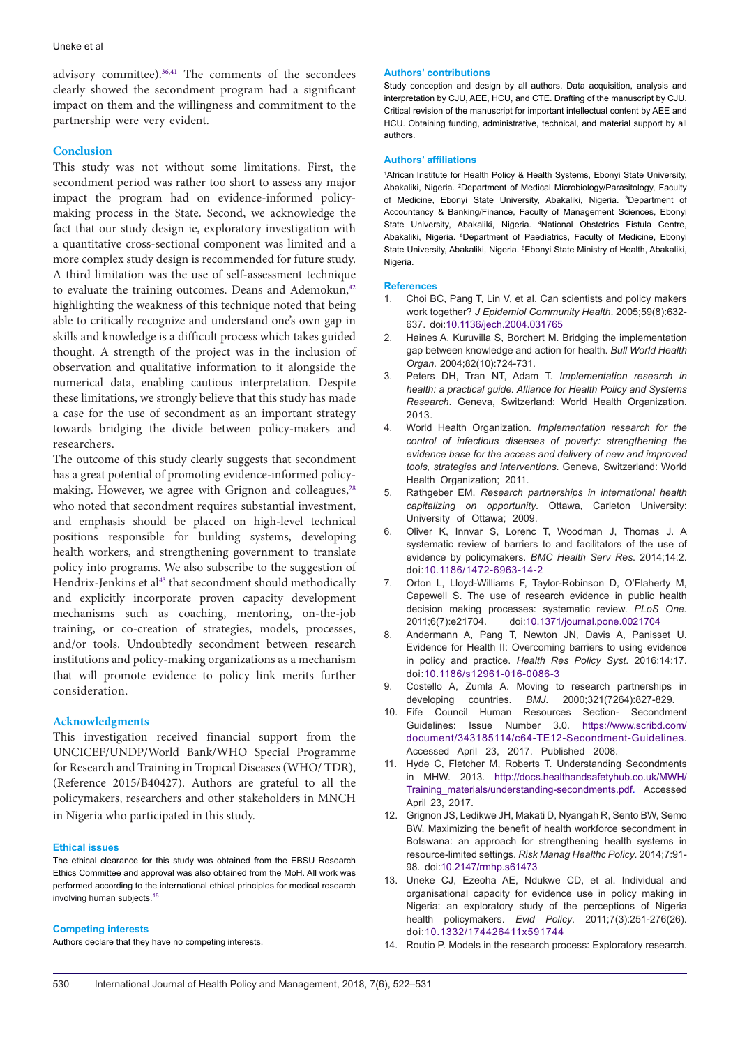advisory committee).[36,41] The comments of the secondees clearly showed the secondment program had a significant impact on them and the willingness and commitment to the partnership were very evident.

## Conclusion

This study was not without some limitations. First, the secondment period was rather too short to assess any major impact the program had on evidence-informed policy-making process in the State. Second, we acknowledge the fact that our study design ie, exploratory investigation with a quantitative cross-sectional component was limited and a more complex study design is recommended for future study. A third limitation was the use of self-assessment technique to evaluate the training outcomes. Deans and Ademokun,[42] highlighting the weakness of this technique noted that being able to critically recognize and understand one's own gap in skills and knowledge is a difficult process which takes guided thought. A strength of the project was in the inclusion of observation and qualitative information to it alongside the numerical data, enabling cautious interpretation. Despite these limitations, we strongly believe that this study has made a case for the use of secondment as an important strategy towards bridging the divide between policy-makers and researchers.

The outcome of this study clearly suggests that secondment has a great potential of promoting evidence-informed policy-making. However, we agree with Grignon and colleagues,[28] who noted that secondment requires substantial investment, and emphasis should be placed on high-level technical positions responsible for building systems, developing health workers, and strengthening government to translate policy into programs. We also subscribe to the suggestion of Hendrix-Jenkins et al[43] that secondment should methodically and explicitly incorporate proven capacity development mechanisms such as coaching, mentoring, on-the-job training, or co-creation of strategies, models, processes, and/or tools. Undoubtedly secondment between research institutions and policy-making organizations as a mechanism that will promote evidence to policy link merits further consideration.

## Acknowledgments

This investigation received financial support from the UNCICEF/UNDP/World Bank/WHO Special Programme for Research and Training in Tropical Diseases (WHO/ TDR), (Reference 2015/B40427). Authors are grateful to all the policymakers, researchers and other stakeholders in MNCH in Nigeria who participated in this study.

### Ethical issues

The ethical clearance for this study was obtained from the EBSU Research Ethics Committee and approval was also obtained from the MoH. All work was performed according to the international ethical principles for medical research involving human subjects.[18]

### Competing interests

Authors declare that they have no competing interests.

### Authors' contributions

Study conception and design by all authors. Data acquisition, analysis and interpretation by CJU, AEE, HCU, and CTE. Drafting of the manuscript by CJU. Critical revision of the manuscript for important intellectual content by AEE and HCU. Obtaining funding, administrative, technical, and material support by all authors.

### Authors' affiliations

[1]African Institute for Health Policy & Health Systems, Ebonyi State University, Abakaliki, Nigeria. [2]Department of Medical Microbiology/Parasitology, Faculty of Medicine, Ebonyi State University, Abakaliki, Nigeria. [3]Department of Accountancy & Banking/Finance, Faculty of Management Sciences, Ebonyi State University, Abakaliki, Nigeria. [4]National Obstetrics Fistula Centre, Abakaliki, Nigeria. [5]Department of Paediatrics, Faculty of Medicine, Ebonyi State University, Abakaliki, Nigeria. [6]Ebonyi State Ministry of Health, Abakaliki, Nigeria.

### References

1. Choi BC, Pang T, Lin V, et al. Can scientists and policy makers work together? *J Epidemiol Community Health*. 2005;59(8):632-637. doi:10.1136/jech.2004.031765
2. Haines A, Kuruvilla S, Borchert M. Bridging the implementation gap between knowledge and action for health. *Bull World Health Organ.* 2004;82(10):724-731.
3. Peters DH, Tran NT, Adam T. *Implementation research in health: a practical guide. Alliance for Health Policy and Systems Research*. Geneva, Switzerland: World Health Organization. 2013.
4. World Health Organization. *Implementation research for the control of infectious diseases of poverty: strengthening the evidence base for the access and delivery of new and improved tools, strategies and interventions.* Geneva, Switzerland: World Health Organization; 2011.
5. Rathgeber EM. *Research partnerships in international health capitalizing on opportunity*. Ottawa, Carleton University: University of Ottawa; 2009.
6. Oliver K, Innvar S, Lorenc T, Woodman J, Thomas J. A systematic review of barriers to and facilitators of the use of evidence by policymakers. *BMC Health Serv Res.* 2014;14:2. doi:10.1186/1472-6963-14-2
7. Orton L, Lloyd-Williams F, Taylor-Robinson D, O'Flaherty M, Capewell S. The use of research evidence in public health decision making processes: systematic review. *PLoS One.* 2011;6(7):e21704. doi:10.1371/journal.pone.0021704
8. Andermann A, Pang T, Newton JN, Davis A, Panisset U. Evidence for Health II: Overcoming barriers to using evidence in policy and practice. *Health Res Policy Syst*. 2016;14:17. doi:10.1186/s12961-016-0086-3
9. Costello A, Zumla A. Moving to research partnerships in developing countries. *BMJ*. 2000;321(7264):827-829.
10. Fife Council Human Resources Section- Secondment Guidelines: Issue Number 3.0. https://www.scribd.com/document/343185114/c64-TE12-Secondment-Guidelines. Accessed April 23, 2017. Published 2008.
11. Hyde C, Fletcher M, Roberts T. Understanding Secondments in MHW. 2013. http://docs.healthandsafetyhub.co.uk/MWH/Training_materials/understanding-secondments.pdf. Accessed April 23, 2017.
12. Grignon JS, Ledikwe JH, Makati D, Nyangah R, Sento BW, Semo BW. Maximizing the benefit of health workforce secondment in Botswana: an approach for strengthening health systems in resource-limited settings. *Risk Manag Healthc Policy*. 2014;7:91-98. doi:10.2147/rmhp.s61473
13. Uneke CJ, Ezeoha AE, Ndukwe CD, et al. Individual and organisational capacity for evidence use in policy making in Nigeria: an exploratory study of the perceptions of Nigeria health policymakers. *Evid Policy*. 2011;7(3):251-276(26). doi:10.1332/174426411x591744
14. Routio P. Models in the research process: Exploratory research.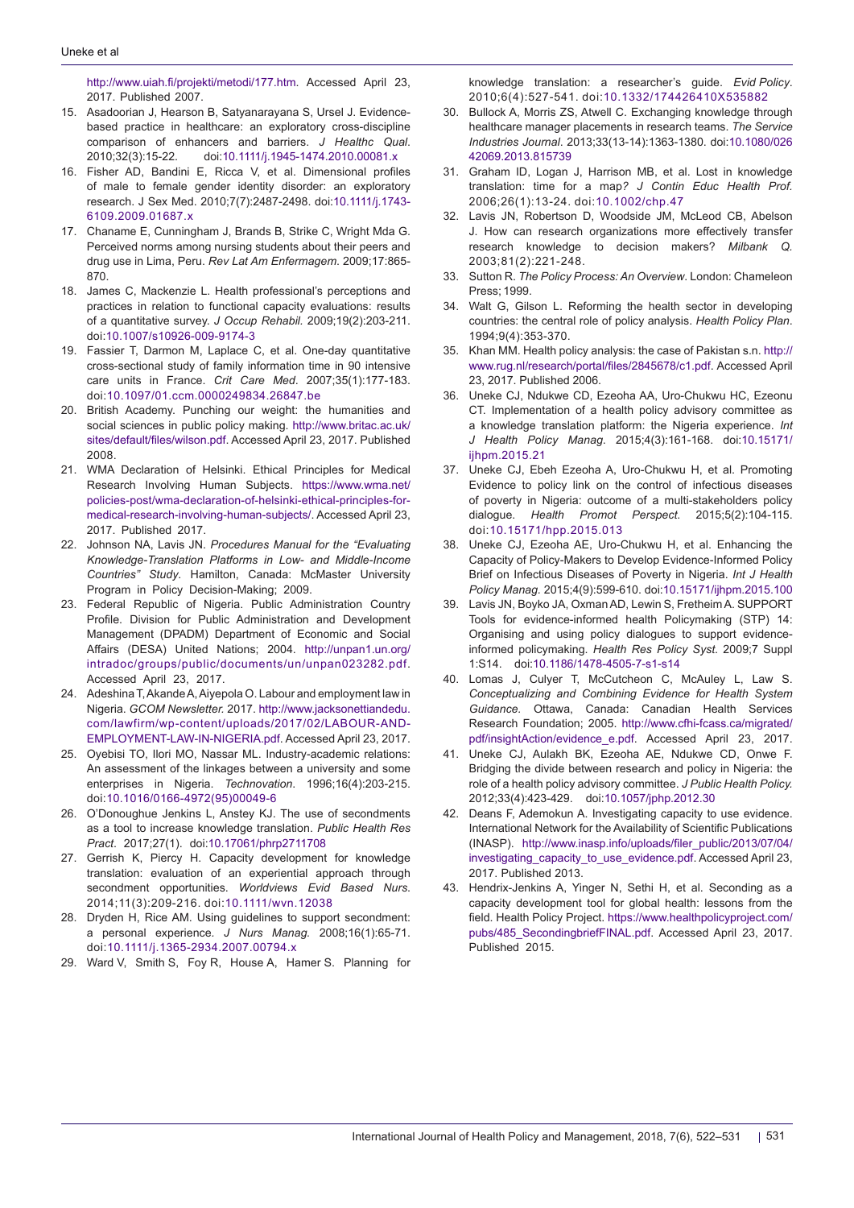http://www.uiah.fi/projekti/metodi/177.htm. Accessed April 23, 2017. Published 2007.

15. Asadoorian J, Hearson B, Satyanarayana S, Ursel J. Evidence-based practice in healthcare: an exploratory cross-discipline comparison of enhancers and barriers. *J Healthc Qual*. 2010;32(3):15-22. doi:10.1111/j.1945-1474.2010.00081.x
16. Fisher AD, Bandini E, Ricca V, et al. Dimensional profiles of male to female gender identity disorder: an exploratory research. J Sex Med. 2010;7(7):2487-2498. doi:10.1111/j.1743-6109.2009.01687.x
17. Chaname E, Cunningham J, Brands B, Strike C, Wright Mda G. Perceived norms among nursing students about their peers and drug use in Lima, Peru. *Rev Lat Am Enfermagem*. 2009;17:865-870.
18. James C, Mackenzie L. Health professional's perceptions and practices in relation to functional capacity evaluations: results of a quantitative survey. *J Occup Rehabil*. 2009;19(2):203-211. doi:10.1007/s10926-009-9174-3
19. Fassier T, Darmon M, Laplace C, et al. One-day quantitative cross-sectional study of family information time in 90 intensive care units in France. *Crit Care Med*. 2007;35(1):177-183. doi:10.1097/01.ccm.0000249834.26847.be
20. British Academy. Punching our weight: the humanities and social sciences in public policy making. http://www.britac.ac.uk/sites/default/files/wilson.pdf. Accessed April 23, 2017. Published 2008.
21. WMA Declaration of Helsinki. Ethical Principles for Medical Research Involving Human Subjects. https://www.wma.net/policies-post/wma-declaration-of-helsinki-ethical-principles-for-medical-research-involving-human-subjects/. Accessed April 23, 2017. Published 2017.
22. Johnson NA, Lavis JN. *Procedures Manual for the "Evaluating Knowledge-Translation Platforms in Low- and Middle-Income Countries" Study*. Hamilton, Canada: McMaster University Program in Policy Decision-Making; 2009.
23. Federal Republic of Nigeria. Public Administration Country Profile. Division for Public Administration and Development Management (DPADM) Department of Economic and Social Affairs (DESA) United Nations; 2004. http://unpan1.un.org/intradoc/groups/public/documents/un/unpan023282.pdf. Accessed April 23, 2017.
24. Adeshina T, Akande A, Aiyepola O. Labour and employment law in Nigeria. *GCOM Newsletter*. 2017. http://www.jacksonettiandedu.com/lawfirm/wp-content/uploads/2017/02/LABOUR-AND-EMPLOYMENT-LAW-IN-NIGERIA.pdf. Accessed April 23, 2017.
25. Oyebisi TO, Ilori MO, Nassar ML. Industry-academic relations: An assessment of the linkages between a university and some enterprises in Nigeria. *Technovation*. 1996;16(4):203-215. doi:10.1016/0166-4972(95)00049-6
26. O'Donoughue Jenkins L, Anstey KJ. The use of secondments as a tool to increase knowledge translation. *Public Health Res Pract*. 2017;27(1). doi:10.17061/phrp2711708
27. Gerrish K, Piercy H. Capacity development for knowledge translation: evaluation of an experiential approach through secondment opportunities. *Worldviews Evid Based Nurs*. 2014;11(3):209-216. doi:10.1111/wvn.12038
28. Dryden H, Rice AM. Using guidelines to support secondment: a personal experience. *J Nurs Manag*. 2008;16(1):65-71. doi:10.1111/j.1365-2934.2007.00794.x
29. Ward V, Smith S, Foy R, House A, Hamer S. Planning for knowledge translation: a researcher's guide. *Evid Policy*. 2010;6(4):527-541. doi:10.1332/174426410X535882
30. Bullock A, Morris ZS, Atwell C. Exchanging knowledge through healthcare manager placements in research teams. *The Service Industries Journal*. 2013;33(13-14):1363-1380. doi:10.1080/02642069.2013.815739
31. Graham ID, Logan J, Harrison MB, et al. Lost in knowledge translation: time for a map? *J Contin Educ Health Prof.* 2006;26(1):13-24. doi:10.1002/chp.47
32. Lavis JN, Robertson D, Woodside JM, McLeod CB, Abelson J. How can research organizations more effectively transfer research knowledge to decision makers? *Milbank Q.* 2003;81(2):221-248.
33. Sutton R. *The Policy Process: An Overview*. London: Chameleon Press; 1999.
34. Walt G, Gilson L. Reforming the health sector in developing countries: the central role of policy analysis. *Health Policy Plan*. 1994;9(4):353-370.
35. Khan MM. Health policy analysis: the case of Pakistan s.n. http://www.rug.nl/research/portal/files/2845678/c1.pdf. Accessed April 23, 2017. Published 2006.
36. Uneke CJ, Ndukwe CD, Ezeoha AA, Uro-Chukwu HC, Ezeonu CT. Implementation of a health policy advisory committee as a knowledge translation platform: the Nigeria experience. *Int J Health Policy Manag*. 2015;4(3):161-168. doi:10.15171/ijhpm.2015.21
37. Uneke CJ, Ebeh Ezeoha A, Uro-Chukwu H, et al. Promoting Evidence to policy link on the control of infectious diseases of poverty in Nigeria: outcome of a multi-stakeholders policy dialogue. *Health Promot Perspect*. 2015;5(2):104-115. doi:10.15171/hpp.2015.013
38. Uneke CJ, Ezeoha AE, Uro-Chukwu H, et al. Enhancing the Capacity of Policy-Makers to Develop Evidence-Informed Policy Brief on Infectious Diseases of Poverty in Nigeria. *Int J Health Policy Manag*. 2015;4(9):599-610. doi:10.15171/ijhpm.2015.100
39. Lavis JN, Boyko JA, Oxman AD, Lewin S, Fretheim A. SUPPORT Tools for evidence-informed health Policymaking (STP) 14: Organising and using policy dialogues to support evidence-informed policymaking. *Health Res Policy Syst*. 2009;7 Suppl 1:S14. doi:10.1186/1478-4505-7-s1-s14
40. Lomas J, Culyer T, McCutcheon C, McAuley L, Law S. *Conceptualizing and Combining Evidence for Health System Guidance*. Ottawa, Canada: Canadian Health Services Research Foundation; 2005. http://www.cfhi-fcass.ca/migrated/pdf/insightAction/evidence_e.pdf. Accessed April 23, 2017.
41. Uneke CJ, Aulakh BK, Ezeoha AE, Ndukwe CD, Onwe F. Bridging the divide between research and policy in Nigeria: the role of a health policy advisory committee. *J Public Health Policy*. 2012;33(4):423-429. doi:10.1057/jphp.2012.30
42. Deans F, Ademokun A. Investigating capacity to use evidence. International Network for the Availability of Scientific Publications (INASP). http://www.inasp.info/uploads/filer_public/2013/07/04/investigating_capacity_to_use_evidence.pdf. Accessed April 23, 2017. Published 2013.
43. Hendrix-Jenkins A, Yinger N, Sethi H, et al. Seconding as a capacity development tool for global health: lessons from the field. Health Policy Project. https://www.healthpolicyproject.com/pubs/485_SecondingbriefFINAL.pdf. Accessed April 23, 2017. Published 2015.